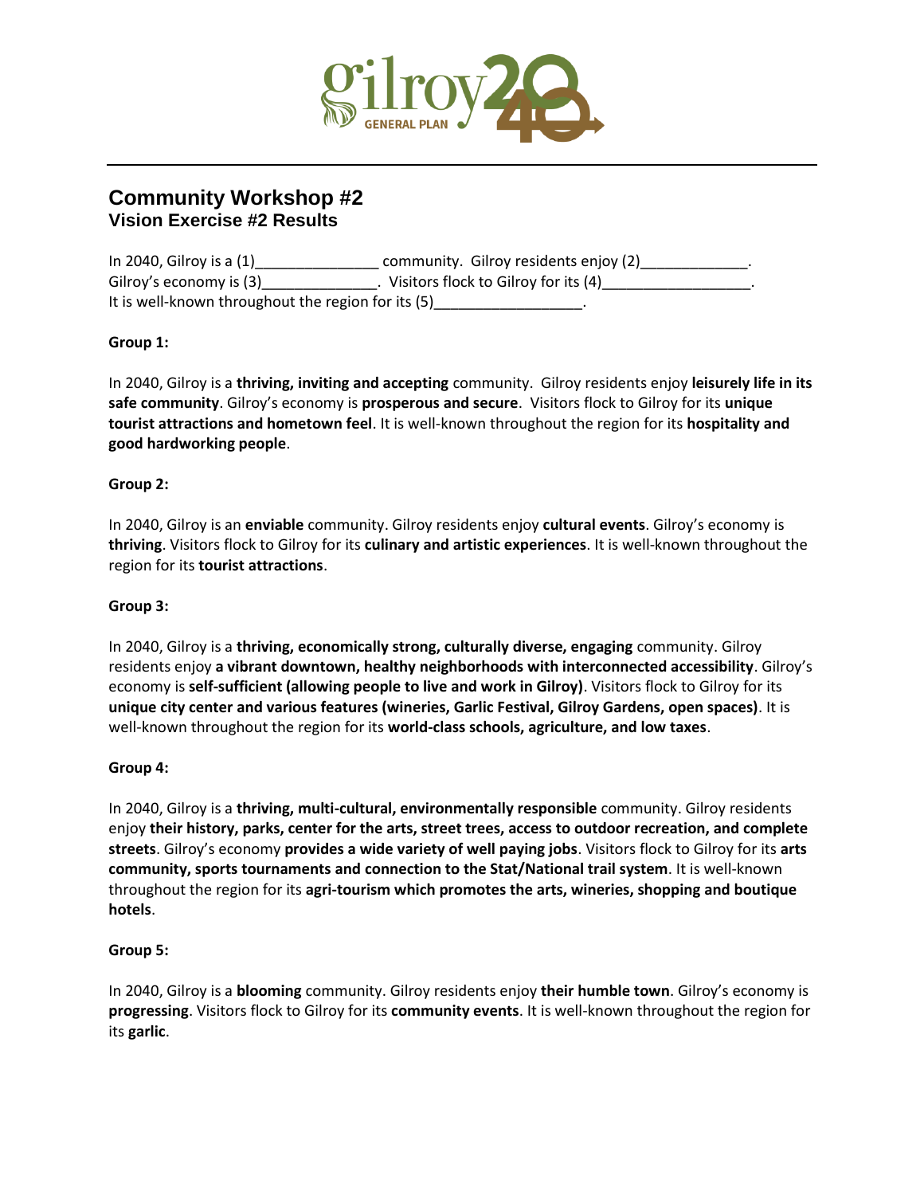gilroy 2040 GENERAL PLAN

## Community Workshop #2
### Vision Exercise #2 Results

In 2040, Gilroy is a (1)_______________ community. Gilroy residents enjoy (2)_____________. Gilroy's economy is (3)______________. Visitors flock to Gilroy for its (4)__________________. It is well-known throughout the region for its (5)__________________.

**Group 1:**

In 2040, Gilroy is a **thriving, inviting and accepting** community. Gilroy residents enjoy **leisurely life in its safe community**. Gilroy's economy is **prosperous and secure**. Visitors flock to Gilroy for its **unique tourist attractions and hometown feel**. It is well-known throughout the region for its **hospitality and good hardworking people**.

**Group 2:**

In 2040, Gilroy is an **enviable** community. Gilroy residents enjoy **cultural events**. Gilroy's economy is **thriving**. Visitors flock to Gilroy for its **culinary and artistic experiences**. It is well-known throughout the region for its **tourist attractions**.

**Group 3:**

In 2040, Gilroy is a **thriving, economically strong, culturally diverse, engaging** community. Gilroy residents enjoy **a vibrant downtown, healthy neighborhoods with interconnected accessibility**. Gilroy's economy is **self-sufficient (allowing people to live and work in Gilroy)**. Visitors flock to Gilroy for its **unique city center and various features (wineries, Garlic Festival, Gilroy Gardens, open spaces)**. It is well-known throughout the region for its **world-class schools, agriculture, and low taxes**.

**Group 4:**

In 2040, Gilroy is a **thriving, multi-cultural, environmentally responsible** community. Gilroy residents enjoy **their history, parks, center for the arts, street trees, access to outdoor recreation, and complete streets**. Gilroy's economy **provides a wide variety of well paying jobs**. Visitors flock to Gilroy for its **arts community, sports tournaments and connection to the Stat/National trail system**. It is well-known throughout the region for its **agri-tourism which promotes the arts, wineries, shopping and boutique hotels**.

**Group 5:**

In 2040, Gilroy is a **blooming** community. Gilroy residents enjoy **their humble town**. Gilroy's economy is **progressing**. Visitors flock to Gilroy for its **community events**. It is well-known throughout the region for its **garlic**.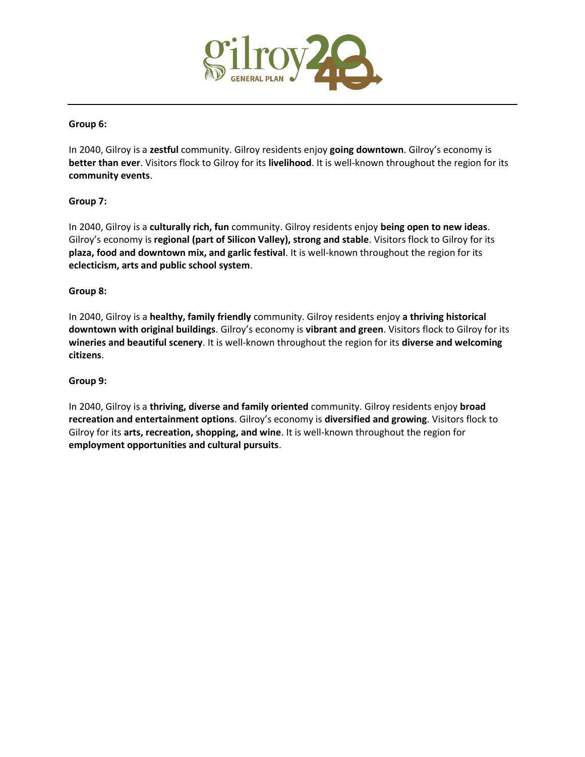**Group 6:**

In 2040, Gilroy is a **zestful** community. Gilroy residents enjoy **going downtown**. Gilroy's economy is **better than ever**. Visitors flock to Gilroy for its **livelihood**. It is well-known throughout the region for its **community events**.

**Group 7:**

In 2040, Gilroy is a **culturally rich, fun** community. Gilroy residents enjoy **being open to new ideas**. Gilroy's economy is **regional (part of Silicon Valley), strong and stable**. Visitors flock to Gilroy for its **plaza, food and downtown mix, and garlic festival**. It is well-known throughout the region for its **eclecticism, arts and public school system**.

**Group 8:**

In 2040, Gilroy is a **healthy, family friendly** community. Gilroy residents enjoy **a thriving historical downtown with original buildings**. Gilroy's economy is **vibrant and green**. Visitors flock to Gilroy for its **wineries and beautiful scenery**. It is well-known throughout the region for its **diverse and welcoming citizens**.

**Group 9:**

In 2040, Gilroy is a **thriving, diverse and family oriented** community. Gilroy residents enjoy **broad recreation and entertainment options**. Gilroy's economy is **diversified and growing**. Visitors flock to Gilroy for its **arts, recreation, shopping, and wine**. It is well-known throughout the region for **employment opportunities and cultural pursuits**.